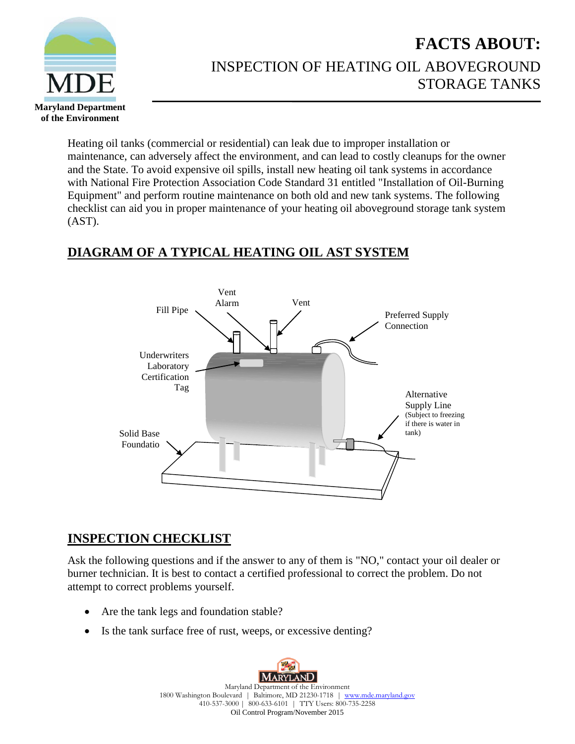Maryland Department of the Environment

# FACTS ABOUT:

## INSPECTION OF HEATING OIL ABOVEGROUND STORAGE TANKS

Heating oil tanks (commercial or residential) can leak due to improper installation or maintenance, can adversely affect the environment, and can lead to costly cleanups for the owner and the State. To avoid expensive oil spills, install new heating oil tank systems in accordance with National Fire Protection Association Code Standard 31 entitled "Installation of Oil-Burning Equipment" and perform routine maintenance on both old and new tank systems. The following checklist can aid you in proper maintenance of your heating oil aboveground storage tank system (AST).

## DIAGRAM OF A TYPICAL HEATING OIL AST SYSTEM

Fill Pipe

Vent Alarm

Vent

Preferred Supply Connection

Underwriters Laboratory Certification Tag

Alternative Supply Line (Subject to freezing if there is water in tank)

Solid Base Foundatio

## INSPECTION CHECKLIST

Ask the following questions and if the answer to any of them is "NO," contact your oil dealer or burner technician. It is best to contact a certified professional to correct the problem. Do not attempt to correct problems yourself.

- Are the tank legs and foundation stable?
- Is the tank surface free of rust, weeps, or excessive denting?

Maryland Department of the Environment
1800 Washington Boulevard | Baltimore, MD 21230-1718 | www.mde.maryland.gov
410-537-3000 | 800-633-6101 | TTY Users: 800-735-2258
Oil Control Program/November 2015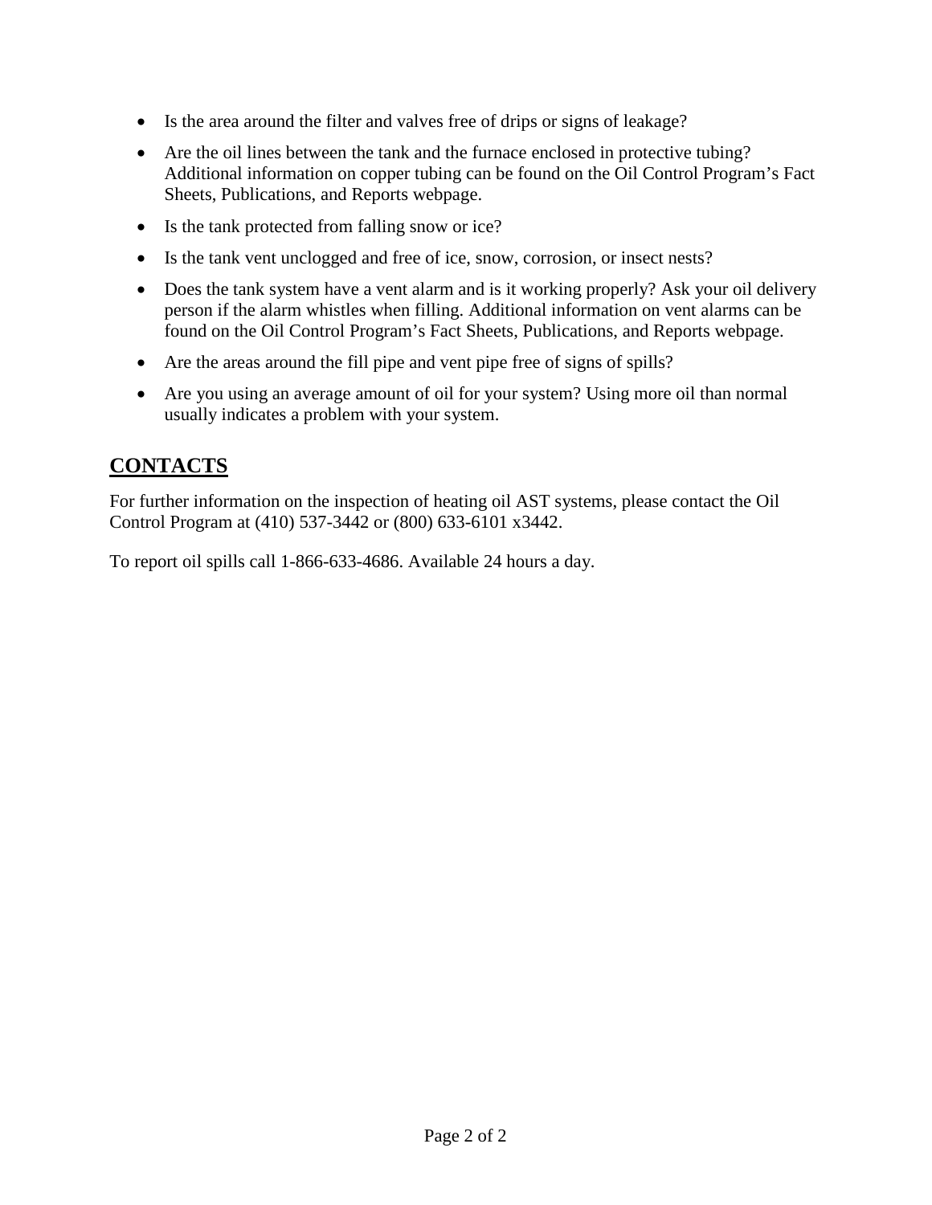- Is the area around the filter and valves free of drips or signs of leakage?
- Are the oil lines between the tank and the furnace enclosed in protective tubing? Additional information on copper tubing can be found on the Oil Control Program's Fact Sheets, Publications, and Reports webpage.
- Is the tank protected from falling snow or ice?
- Is the tank vent unclogged and free of ice, snow, corrosion, or insect nests?
- Does the tank system have a vent alarm and is it working properly? Ask your oil delivery person if the alarm whistles when filling. Additional information on vent alarms can be found on the Oil Control Program's Fact Sheets, Publications, and Reports webpage.
- Are the areas around the fill pipe and vent pipe free of signs of spills?
- Are you using an average amount of oil for your system? Using more oil than normal usually indicates a problem with your system.

## CONTACTS

For further information on the inspection of heating oil AST systems, please contact the Oil Control Program at (410) 537-3442 or (800) 633-6101 x3442.

To report oil spills call 1-866-633-4686. Available 24 hours a day.